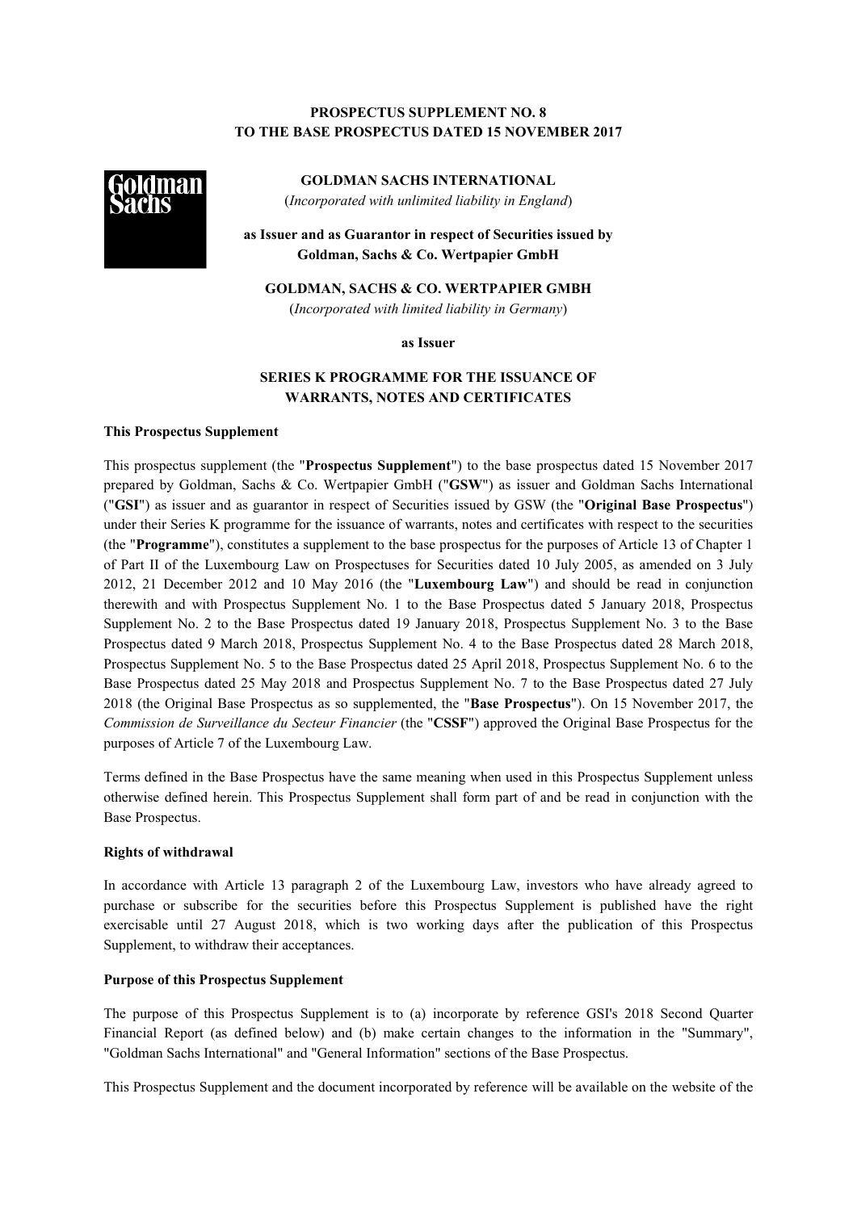**PROSPECTUS SUPPLEMENT NO. 8**
**TO THE BASE PROSPECTUS DATED 15 NOVEMBER 2017**

**GOLDMAN SACHS INTERNATIONAL**
(*Incorporated with unlimited liability in England*)

**as Issuer and as Guarantor in respect of Securities issued by Goldman, Sachs & Co. Wertpapier GmbH**

**GOLDMAN, SACHS & CO. WERTPAPIER GMBH**
(*Incorporated with limited liability in Germany*)

**as Issuer**

**SERIES K PROGRAMME FOR THE ISSUANCE OF WARRANTS, NOTES AND CERTIFICATES**

**This Prospectus Supplement**

This prospectus supplement (the "**Prospectus Supplement**") to the base prospectus dated 15 November 2017 prepared by Goldman, Sachs & Co. Wertpapier GmbH ("**GSW**") as issuer and Goldman Sachs International ("**GSI**") as issuer and as guarantor in respect of Securities issued by GSW (the "**Original Base Prospectus**") under their Series K programme for the issuance of warrants, notes and certificates with respect to the securities (the "**Programme**"), constitutes a supplement to the base prospectus for the purposes of Article 13 of Chapter 1 of Part II of the Luxembourg Law on Prospectuses for Securities dated 10 July 2005, as amended on 3 July 2012, 21 December 2012 and 10 May 2016 (the "**Luxembourg Law**") and should be read in conjunction therewith and with Prospectus Supplement No. 1 to the Base Prospectus dated 5 January 2018, Prospectus Supplement No. 2 to the Base Prospectus dated 19 January 2018, Prospectus Supplement No. 3 to the Base Prospectus dated 9 March 2018, Prospectus Supplement No. 4 to the Base Prospectus dated 28 March 2018, Prospectus Supplement No. 5 to the Base Prospectus dated 25 April 2018, Prospectus Supplement No. 6 to the Base Prospectus dated 25 May 2018 and Prospectus Supplement No. 7 to the Base Prospectus dated 27 July 2018 (the Original Base Prospectus as so supplemented, the "**Base Prospectus**"). On 15 November 2017, the *Commission de Surveillance du Secteur Financier* (the "**CSSF**") approved the Original Base Prospectus for the purposes of Article 7 of the Luxembourg Law.

Terms defined in the Base Prospectus have the same meaning when used in this Prospectus Supplement unless otherwise defined herein. This Prospectus Supplement shall form part of and be read in conjunction with the Base Prospectus.

**Rights of withdrawal**

In accordance with Article 13 paragraph 2 of the Luxembourg Law, investors who have already agreed to purchase or subscribe for the securities before this Prospectus Supplement is published have the right exercisable until 27 August 2018, which is two working days after the publication of this Prospectus Supplement, to withdraw their acceptances.

**Purpose of this Prospectus Supplement**

The purpose of this Prospectus Supplement is to (a) incorporate by reference GSI's 2018 Second Quarter Financial Report (as defined below) and (b) make certain changes to the information in the "Summary", "Goldman Sachs International" and "General Information" sections of the Base Prospectus.

This Prospectus Supplement and the document incorporated by reference will be available on the website of the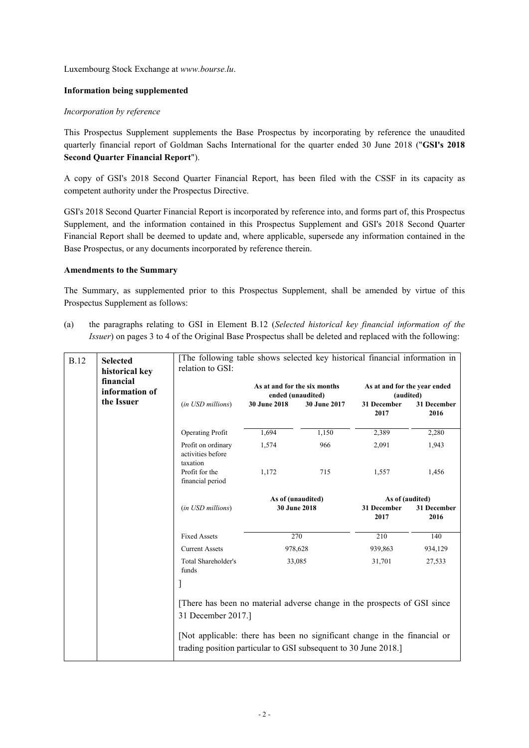Luxembourg Stock Exchange at *www.bourse.lu*.

**Information being supplemented**

*Incorporation by reference*

This Prospectus Supplement supplements the Base Prospectus by incorporating by reference the unaudited quarterly financial report of Goldman Sachs International for the quarter ended 30 June 2018 ("**GSI's 2018 Second Quarter Financial Report**").

A copy of GSI's 2018 Second Quarter Financial Report, has been filed with the CSSF in its capacity as competent authority under the Prospectus Directive.

GSI's 2018 Second Quarter Financial Report is incorporated by reference into, and forms part of, this Prospectus Supplement, and the information contained in this Prospectus Supplement and GSI's 2018 Second Quarter Financial Report shall be deemed to update and, where applicable, supersede any information contained in the Base Prospectus, or any documents incorporated by reference therein.

**Amendments to the Summary**

The Summary, as supplemented prior to this Prospectus Supplement, shall be amended by virtue of this Prospectus Supplement as follows:

(a) the paragraphs relating to GSI in Element B.12 (*Selected historical key financial information of the Issuer*) on pages 3 to 4 of the Original Base Prospectus shall be deleted and replaced with the following:

| B.12 | **Selected historical key financial information of the Issuer** | [The following table shows selected key historical financial information in relation to GSI: |
|---|---|---|

| (*in USD millions*) | As at and for the six months ended (unaudited) | | As at and for the year ended (audited) | |
|---|---|---|---|---|
| | **30 June 2018** | **30 June 2017** | **31 December 2017** | **31 December 2016** |
| Operating Profit | 1,694 | 1,150 | 2,389 | 2,280 |
| Profit on ordinary activities before taxation | 1,574 | 966 | 2,091 | 1,943 |
| Profit for the financial period | 1,172 | 715 | 1,557 | 1,456 |

| (*in USD millions*) | As of (unaudited) | As of (audited) | |
|---|---|---|---|
| | **30 June 2018** | **31 December 2017** | **31 December 2016** |
| Fixed Assets | 270 | 210 | 140 |
| Current Assets | 978,628 | 939,863 | 934,129 |
| Total Shareholder's funds | 33,085 | 31,701 | 27,533 |

]

[There has been no material adverse change in the prospects of GSI since 31 December 2017.]

[Not applicable: there has been no significant change in the financial or trading position particular to GSI subsequent to 30 June 2018.]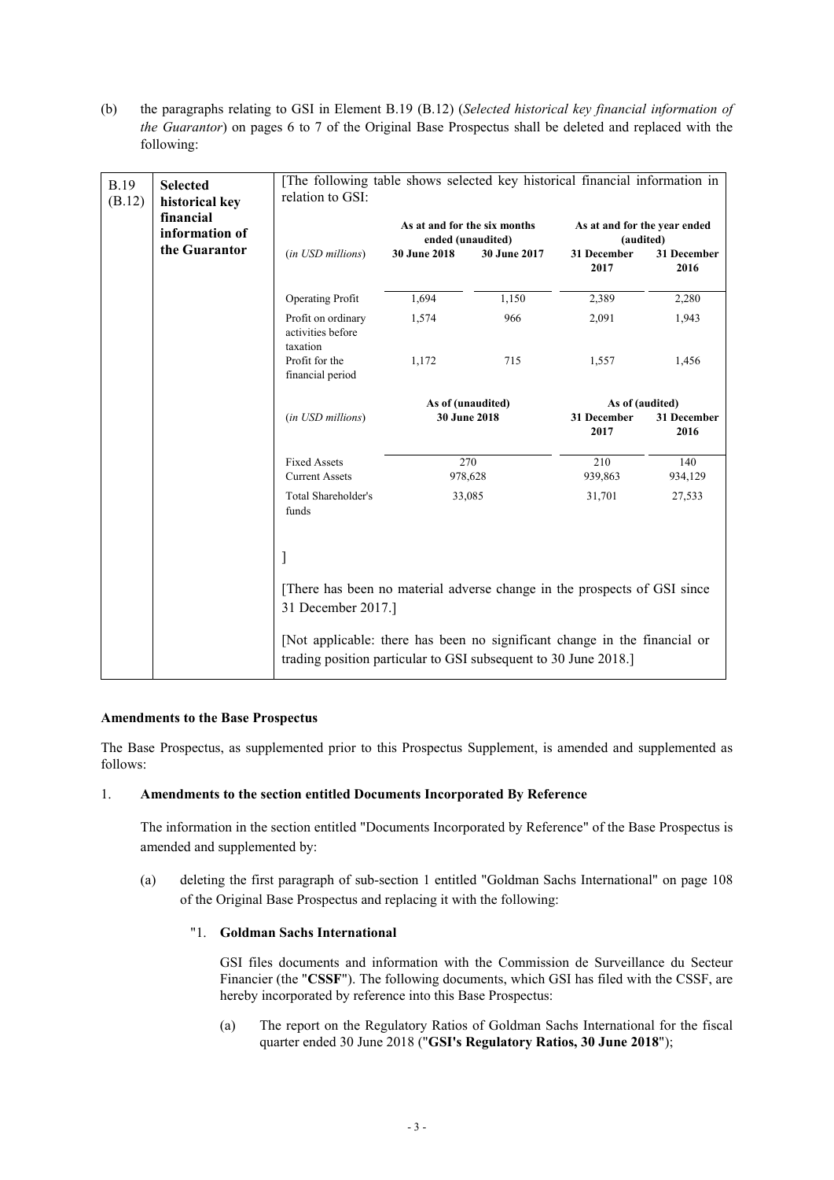(b) the paragraphs relating to GSI in Element B.19 (B.12) (*Selected historical key financial information of the Guarantor*) on pages 6 to 7 of the Original Base Prospectus shall be deleted and replaced with the following:

| B.19 (B.12) | Selected historical key financial information of the Guarantor | [The following table shows selected key historical financial information in relation to GSI: | | | | |
|---|---|---|---|---|---|---|
| | | | As at and for the six months ended (unaudited) | | As at and for the year ended (audited) | |
| | | (*in USD millions*) | 30 June 2018 | 30 June 2017 | 31 December 2017 | 31 December 2016 |
| | | Operating Profit | 1,694 | 1,150 | 2,389 | 2,280 |
| | | Profit on ordinary activities before taxation | 1,574 | 966 | 2,091 | 1,943 |
| | | Profit for the financial period | 1,172 | 715 | 1,557 | 1,456 |
| | | | As of (unaudited) | | As of (audited) | |
| | | (*in USD millions*) | 30 June 2018 | | 31 December 2017 | 31 December 2016 |
| | | Fixed Assets | 270 | | 210 | 140 |
| | | Current Assets | 978,628 | | 939,863 | 934,129 |
| | | Total Shareholder's funds | 33,085 | | 31,701 | 27,533 |
| | | ] | | | | |
| | | [There has been no material adverse change in the prospects of GSI since 31 December 2017.] | | | | |
| | | [Not applicable: there has been no significant change in the financial or trading position particular to GSI subsequent to 30 June 2018.] | | | | |

**Amendments to the Base Prospectus**

The Base Prospectus, as supplemented prior to this Prospectus Supplement, is amended and supplemented as follows:

1. **Amendments to the section entitled Documents Incorporated By Reference**

   The information in the section entitled "Documents Incorporated by Reference" of the Base Prospectus is amended and supplemented by:

   (a) deleting the first paragraph of sub-section 1 entitled "Goldman Sachs International" on page 108 of the Original Base Prospectus and replacing it with the following:

   "1. **Goldman Sachs International**

   GSI files documents and information with the Commission de Surveillance du Secteur Financier (the "**CSSF**"). The following documents, which GSI has filed with the CSSF, are hereby incorporated by reference into this Base Prospectus:

   (a) The report on the Regulatory Ratios of Goldman Sachs International for the fiscal quarter ended 30 June 2018 ("**GSI's Regulatory Ratios, 30 June 2018**");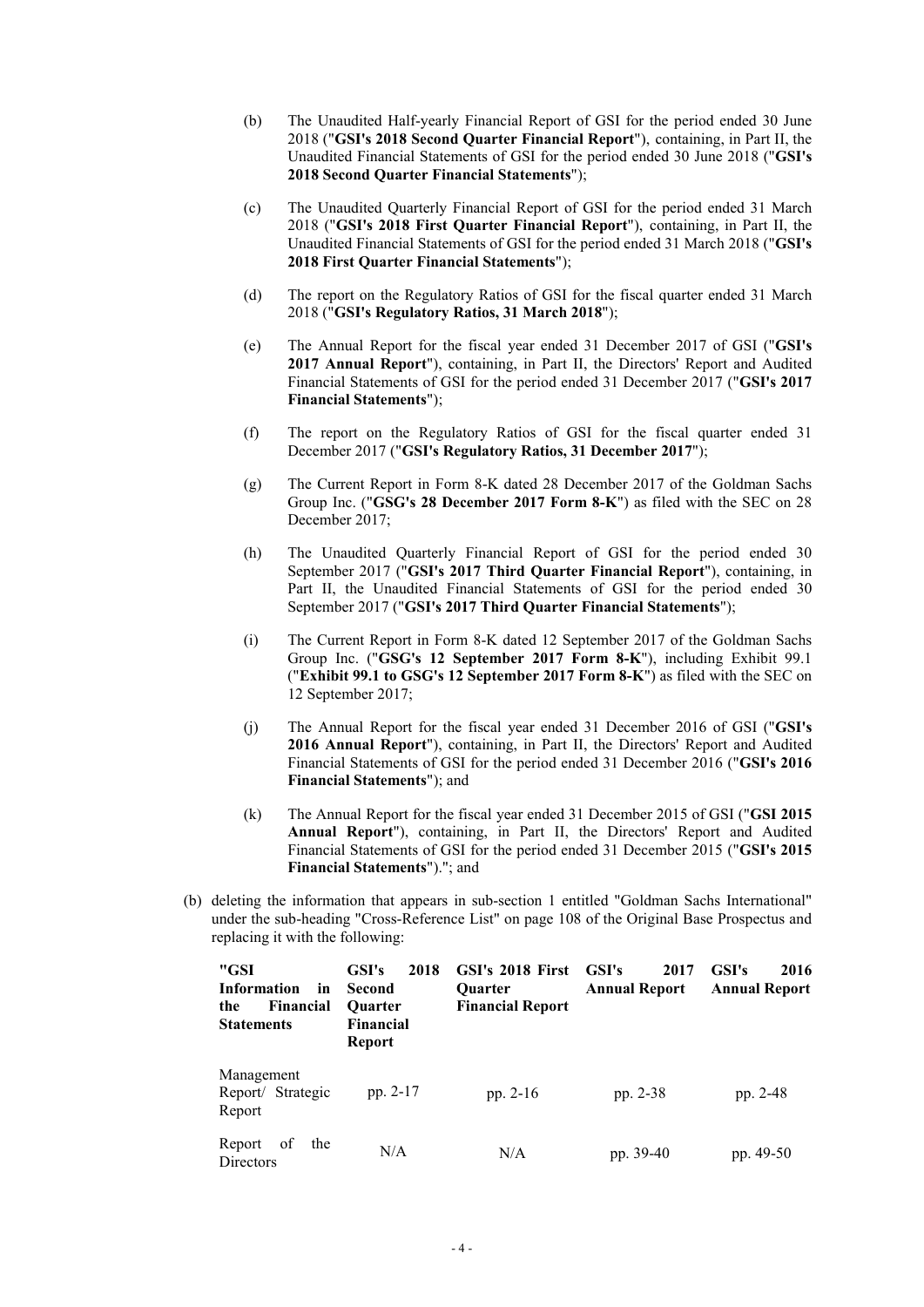(b) The Unaudited Half-yearly Financial Report of GSI for the period ended 30 June 2018 ("**GSI's 2018 Second Quarter Financial Report**"), containing, in Part II, the Unaudited Financial Statements of GSI for the period ended 30 June 2018 ("**GSI's 2018 Second Quarter Financial Statements**");

(c) The Unaudited Quarterly Financial Report of GSI for the period ended 31 March 2018 ("**GSI's 2018 First Quarter Financial Report**"), containing, in Part II, the Unaudited Financial Statements of GSI for the period ended 31 March 2018 ("**GSI's 2018 First Quarter Financial Statements**");

(d) The report on the Regulatory Ratios of GSI for the fiscal quarter ended 31 March 2018 ("**GSI's Regulatory Ratios, 31 March 2018**");

(e) The Annual Report for the fiscal year ended 31 December 2017 of GSI ("**GSI's 2017 Annual Report**"), containing, in Part II, the Directors' Report and Audited Financial Statements of GSI for the period ended 31 December 2017 ("**GSI's 2017 Financial Statements**");

(f) The report on the Regulatory Ratios of GSI for the fiscal quarter ended 31 December 2017 ("**GSI's Regulatory Ratios, 31 December 2017**");

(g) The Current Report in Form 8-K dated 28 December 2017 of the Goldman Sachs Group Inc. ("**GSG's 28 December 2017 Form 8-K**") as filed with the SEC on 28 December 2017;

(h) The Unaudited Quarterly Financial Report of GSI for the period ended 30 September 2017 ("**GSI's 2017 Third Quarter Financial Report**"), containing, in Part II, the Unaudited Financial Statements of GSI for the period ended 30 September 2017 ("**GSI's 2017 Third Quarter Financial Statements**");

(i) The Current Report in Form 8-K dated 12 September 2017 of the Goldman Sachs Group Inc. ("**GSG's 12 September 2017 Form 8-K**"), including Exhibit 99.1 ("**Exhibit 99.1 to GSG's 12 September 2017 Form 8-K**") as filed with the SEC on 12 September 2017;

(j) The Annual Report for the fiscal year ended 31 December 2016 of GSI ("**GSI's 2016 Annual Report**"), containing, in Part II, the Directors' Report and Audited Financial Statements of GSI for the period ended 31 December 2016 ("**GSI's 2016 Financial Statements**"); and

(k) The Annual Report for the fiscal year ended 31 December 2015 of GSI ("**GSI 2015 Annual Report**"), containing, in Part II, the Directors' Report and Audited Financial Statements of GSI for the period ended 31 December 2015 ("**GSI's 2015 Financial Statements**")."; and

(b) deleting the information that appears in sub-section 1 entitled "Goldman Sachs International" under the sub-heading "Cross-Reference List" on page 108 of the Original Base Prospectus and replacing it with the following:

| **"GSI Information in the Financial Statements** | **GSI's 2018 Second Quarter Financial Report** | **GSI's 2018 First Quarter Financial Report** | **GSI's 2017 Annual Report** | **GSI's 2016 Annual Report** |
|---|---|---|---|---|
| Management Report/ Strategic Report | pp. 2-17 | pp. 2-16 | pp. 2-38 | pp. 2-48 |
| Report of the Directors | N/A | N/A | pp. 39-40 | pp. 49-50 |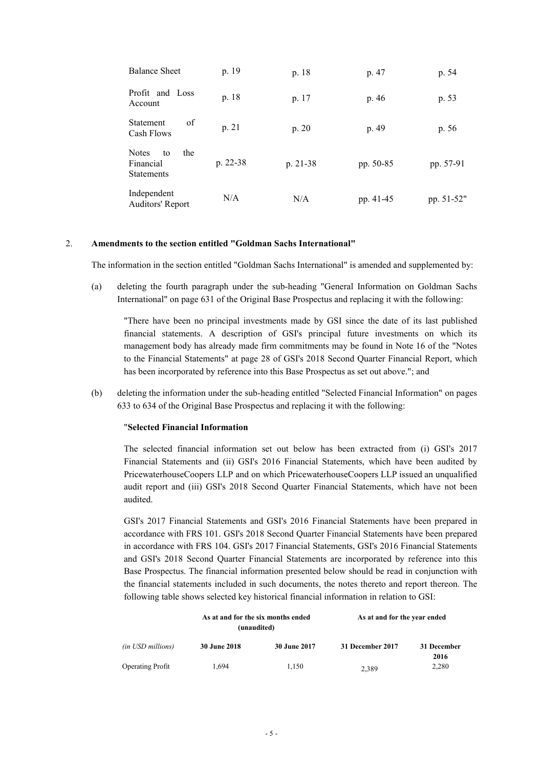| | | | | |
|---|---|---|---|---|
| Balance Sheet | p. 19 | p. 18 | p. 47 | p. 54 |
| Profit and Loss Account | p. 18 | p. 17 | p. 46 | p. 53 |
| Statement of Cash Flows | p. 21 | p. 20 | p. 49 | p. 56 |
| Notes to the Financial Statements | p. 22-38 | p. 21-38 | pp. 50-85 | pp. 57-91 |
| Independent Auditors' Report | N/A | N/A | pp. 41-45 | pp. 51-52" |

2. **Amendments to the section entitled "Goldman Sachs International"**

The information in the section entitled "Goldman Sachs International" is amended and supplemented by:

(a) deleting the fourth paragraph under the sub-heading "General Information on Goldman Sachs International" on page 631 of the Original Base Prospectus and replacing it with the following:

"There have been no principal investments made by GSI since the date of its last published financial statements. A description of GSI's principal future investments on which its management body has already made firm commitments may be found in Note 16 of the "Notes to the Financial Statements" at page 28 of GSI's 2018 Second Quarter Financial Report, which has been incorporated by reference into this Base Prospectus as set out above."; and

(b) deleting the information under the sub-heading entitled "Selected Financial Information" on pages 633 to 634 of the Original Base Prospectus and replacing it with the following:

"**Selected Financial Information**

The selected financial information set out below has been extracted from (i) GSI's 2017 Financial Statements and (ii) GSI's 2016 Financial Statements, which have been audited by PricewaterhouseCoopers LLP and on which PricewaterhouseCoopers LLP issued an unqualified audit report and (iii) GSI's 2018 Second Quarter Financial Statements, which have not been audited.

GSI's 2017 Financial Statements and GSI's 2016 Financial Statements have been prepared in accordance with FRS 101. GSI's 2018 Second Quarter Financial Statements have been prepared in accordance with FRS 104. GSI's 2017 Financial Statements, GSI's 2016 Financial Statements and GSI's 2018 Second Quarter Financial Statements are incorporated by reference into this Base Prospectus. The financial information presented below should be read in conjunction with the financial statements included in such documents, the notes thereto and report thereon. The following table shows selected key historical financial information in relation to GSI:

| | **As at and for the six months ended (unaudited)** | | **As at and for the year ended** | |
|---|---|---|---|---|
| *(in USD millions)* | **30 June 2018** | **30 June 2017** | **31 December 2017** | **31 December 2016** |
| Operating Profit | 1,694 | 1,150 | 2,389 | 2,280 |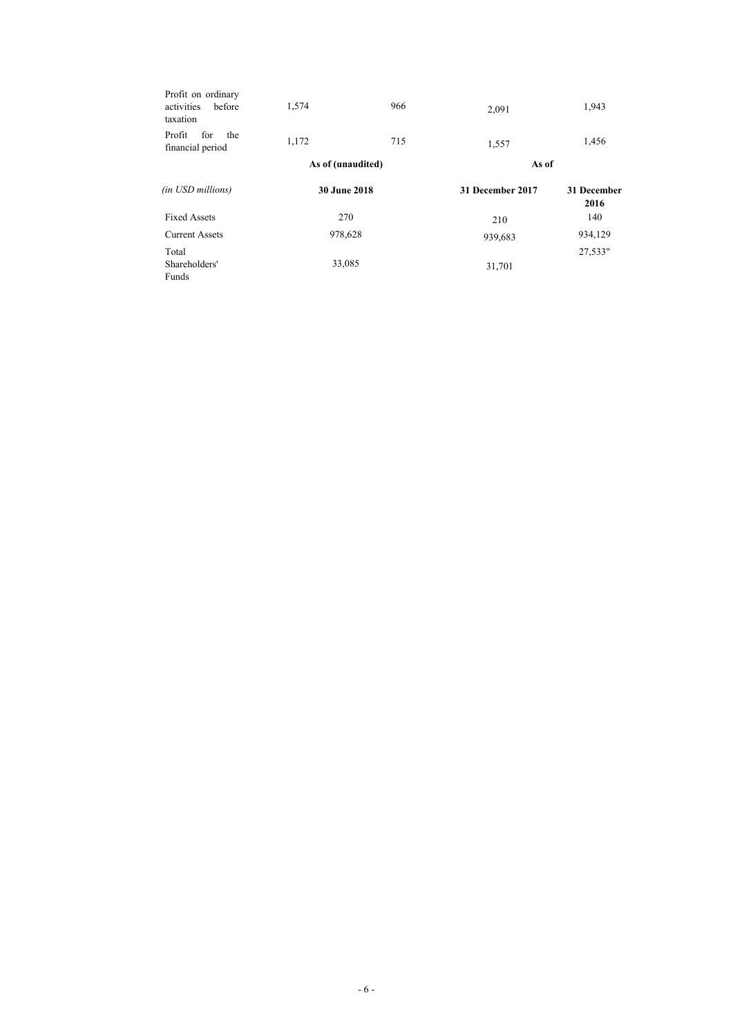| | | | | |
|---|---|---|---|---|
| Profit on ordinary activities before taxation | 1,574 | 966 | 2,091 | 1,943 |
| Profit for the financial period | 1,172 | 715 | 1,557 | 1,456 |
| | As of (unaudited) | | As of | |
| *(in USD millions)* | **30 June 2018** | | **31 December 2017** | **31 December 2016** |
| Fixed Assets | 270 | | 210 | 140 |
| Current Assets | 978,628 | | 939,683 | 934,129 |
| Total Shareholders' Funds | 33,085 | | 31,701 | 27,533" |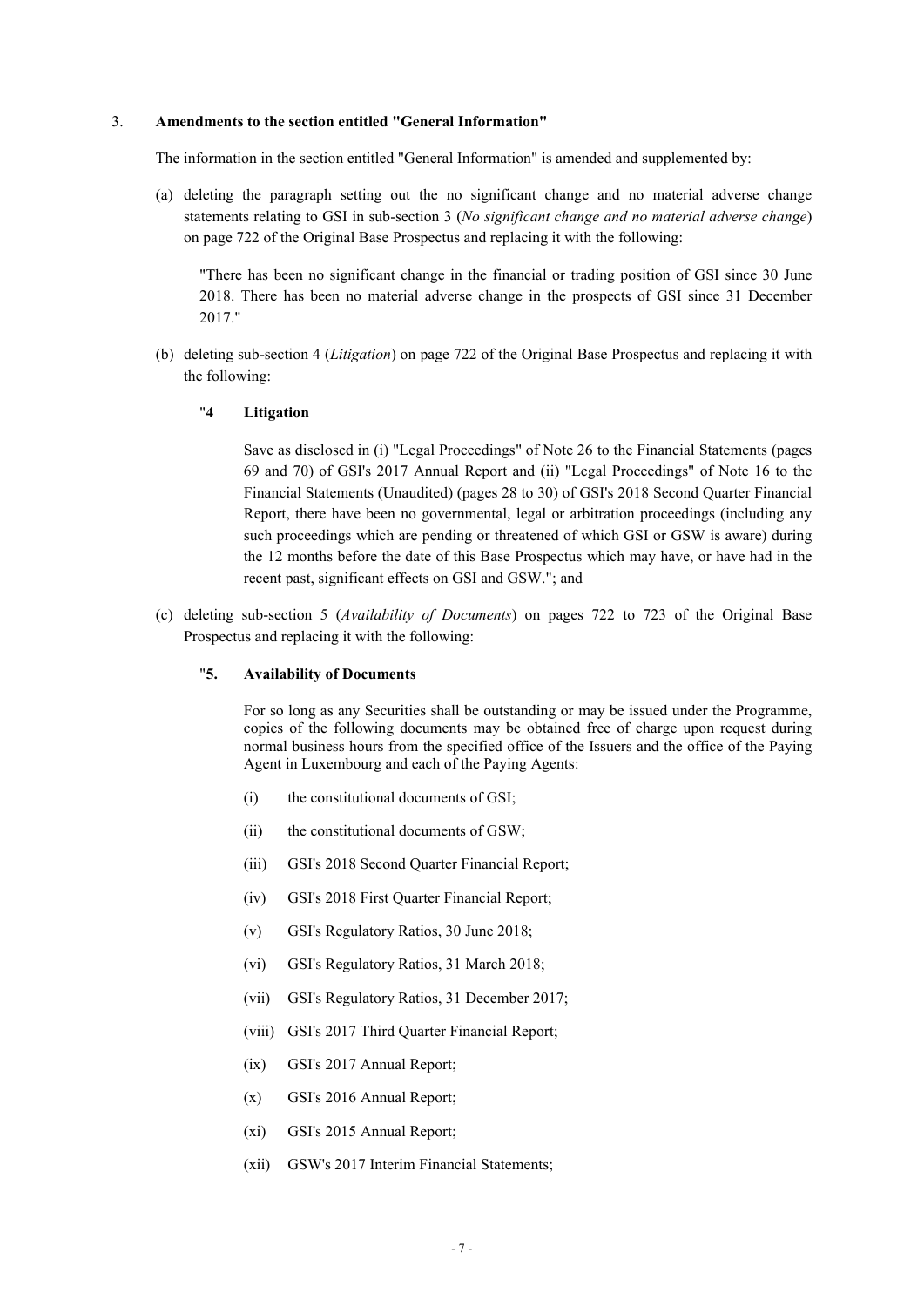## 3. Amendments to the section entitled "General Information"

The information in the section entitled "General Information" is amended and supplemented by:

(a) deleting the paragraph setting out the no significant change and no material adverse change statements relating to GSI in sub-section 3 (*No significant change and no material adverse change*) on page 722 of the Original Base Prospectus and replacing it with the following:

> "There has been no significant change in the financial or trading position of GSI since 30 June 2018. There has been no material adverse change in the prospects of GSI since 31 December 2017."

(b) deleting sub-section 4 (*Litigation*) on page 722 of the Original Base Prospectus and replacing it with the following:

> "**4 Litigation**
>
> Save as disclosed in (i) "Legal Proceedings" of Note 26 to the Financial Statements (pages 69 and 70) of GSI's 2017 Annual Report and (ii) "Legal Proceedings" of Note 16 to the Financial Statements (Unaudited) (pages 28 to 30) of GSI's 2018 Second Quarter Financial Report, there have been no governmental, legal or arbitration proceedings (including any such proceedings which are pending or threatened of which GSI or GSW is aware) during the 12 months before the date of this Base Prospectus which may have, or have had in the recent past, significant effects on GSI and GSW."; and

(c) deleting sub-section 5 (*Availability of Documents*) on pages 722 to 723 of the Original Base Prospectus and replacing it with the following:

> "**5. Availability of Documents**
>
> For so long as any Securities shall be outstanding or may be issued under the Programme, copies of the following documents may be obtained free of charge upon request during normal business hours from the specified office of the Issuers and the office of the Paying Agent in Luxembourg and each of the Paying Agents:
>
> (i) the constitutional documents of GSI;
>
> (ii) the constitutional documents of GSW;
>
> (iii) GSI's 2018 Second Quarter Financial Report;
>
> (iv) GSI's 2018 First Quarter Financial Report;
>
> (v) GSI's Regulatory Ratios, 30 June 2018;
>
> (vi) GSI's Regulatory Ratios, 31 March 2018;
>
> (vii) GSI's Regulatory Ratios, 31 December 2017;
>
> (viii) GSI's 2017 Third Quarter Financial Report;
>
> (ix) GSI's 2017 Annual Report;
>
> (x) GSI's 2016 Annual Report;
>
> (xi) GSI's 2015 Annual Report;
>
> (xii) GSW's 2017 Interim Financial Statements;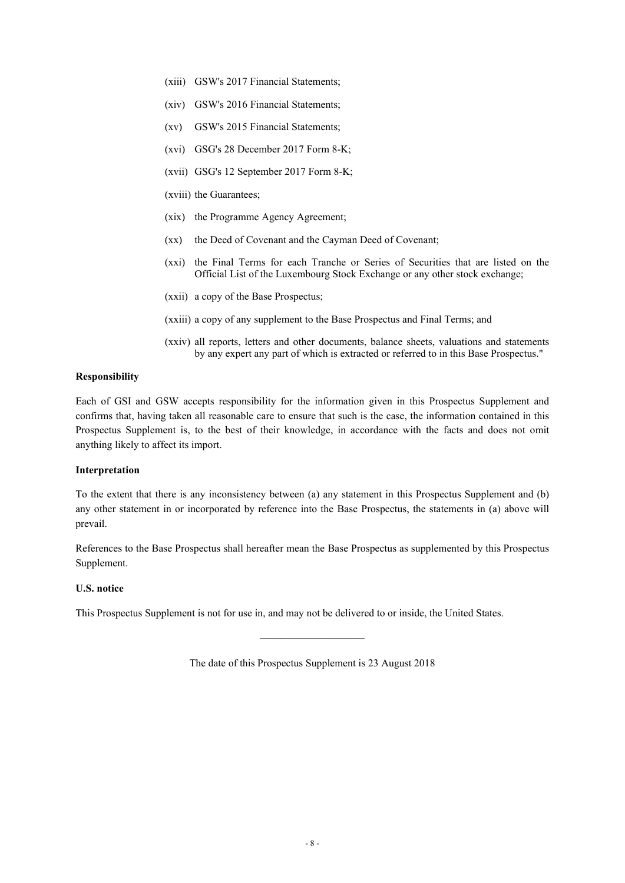(xiii) GSW's 2017 Financial Statements;

(xiv) GSW's 2016 Financial Statements;

(xv) GSW's 2015 Financial Statements;

(xvi) GSG's 28 December 2017 Form 8-K;

(xvii) GSG's 12 September 2017 Form 8-K;

(xviii) the Guarantees;

(xix) the Programme Agency Agreement;

(xx) the Deed of Covenant and the Cayman Deed of Covenant;

(xxi) the Final Terms for each Tranche or Series of Securities that are listed on the Official List of the Luxembourg Stock Exchange or any other stock exchange;

(xxii) a copy of the Base Prospectus;

(xxiii) a copy of any supplement to the Base Prospectus and Final Terms; and

(xxiv) all reports, letters and other documents, balance sheets, valuations and statements by any expert any part of which is extracted or referred to in this Base Prospectus."

**Responsibility**

Each of GSI and GSW accepts responsibility for the information given in this Prospectus Supplement and confirms that, having taken all reasonable care to ensure that such is the case, the information contained in this Prospectus Supplement is, to the best of their knowledge, in accordance with the facts and does not omit anything likely to affect its import.

**Interpretation**

To the extent that there is any inconsistency between (a) any statement in this Prospectus Supplement and (b) any other statement in or incorporated by reference into the Base Prospectus, the statements in (a) above will prevail.

References to the Base Prospectus shall hereafter mean the Base Prospectus as supplemented by this Prospectus Supplement.

**U.S. notice**

This Prospectus Supplement is not for use in, and may not be delivered to or inside, the United States.

---

The date of this Prospectus Supplement is 23 August 2018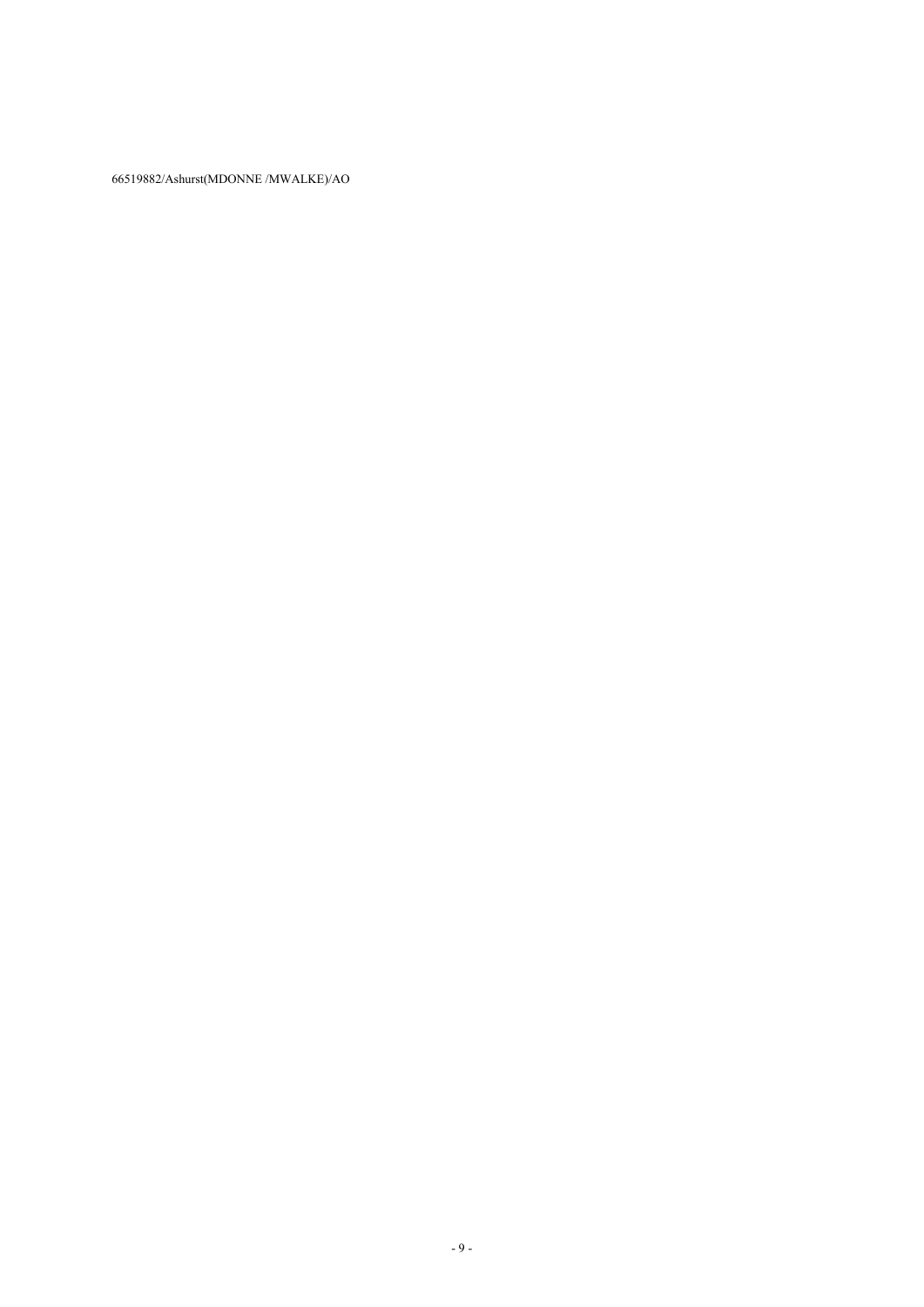66519882/Ashurst(MDONNE /MWALKE)/AO